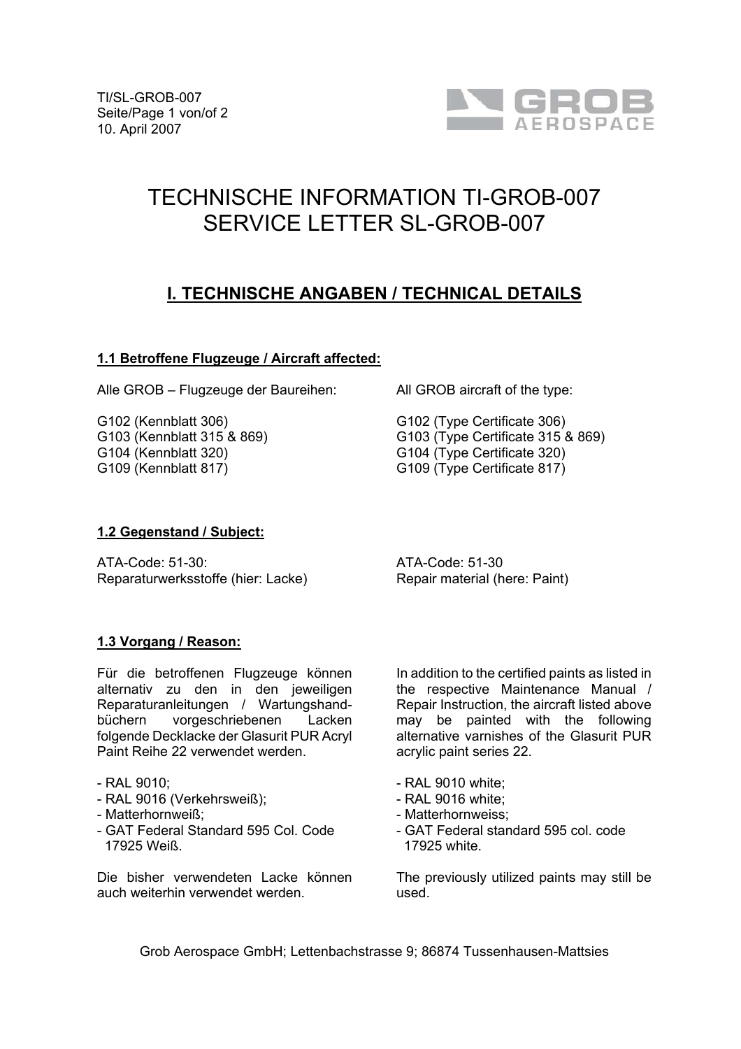# TECHNISCHE INFORMATION TI-GROB-007
# SERVICE LETTER SL-GROB-007

## I. TECHNISCHE ANGABEN / TECHNICAL DETAILS

### 1.1 Betroffene Flugzeuge / Aircraft affected:

Alle GROB – Flugzeuge der Baureihen:

G102 (Kennblatt 306)
G103 (Kennblatt 315 & 869)
G104 (Kennblatt 320)
G109 (Kennblatt 817)

All GROB aircraft of the type:

G102 (Type Certificate 306)
G103 (Type Certificate 315 & 869)
G104 (Type Certificate 320)
G109 (Type Certificate 817)

### 1.2 Gegenstand / Subject:

ATA-Code: 51-30:
Reparaturwerksstoffe (hier: Lacke)

ATA-Code: 51-30
Repair material (here: Paint)

### 1.3 Vorgang / Reason:

Für die betroffenen Flugzeuge können alternativ zu den in den jeweiligen Reparaturanleitungen / Wartungshandbüchern vorgeschriebenen Lacken folgende Decklacke der Glasurit PUR Acryl Paint Reihe 22 verwendet werden.

- RAL 9010;
- RAL 9016 (Verkehrsweiß);
- Matterhornweiß;
- GAT Federal Standard 595 Col. Code 17925 Weiß.

Die bisher verwendeten Lacke können auch weiterhin verwendet werden.

In addition to the certified paints as listed in the respective Maintenance Manual / Repair Instruction, the aircraft listed above may be painted with the following alternative varnishes of the Glasurit PUR acrylic paint series 22.

- RAL 9010 white;
- RAL 9016 white;
- Matterhornweiss;
- GAT Federal standard 595 col. code 17925 white.

The previously utilized paints may still be used.

Grob Aerospace GmbH; Lettenbachstrasse 9; 86874 Tussenhausen-Mattsies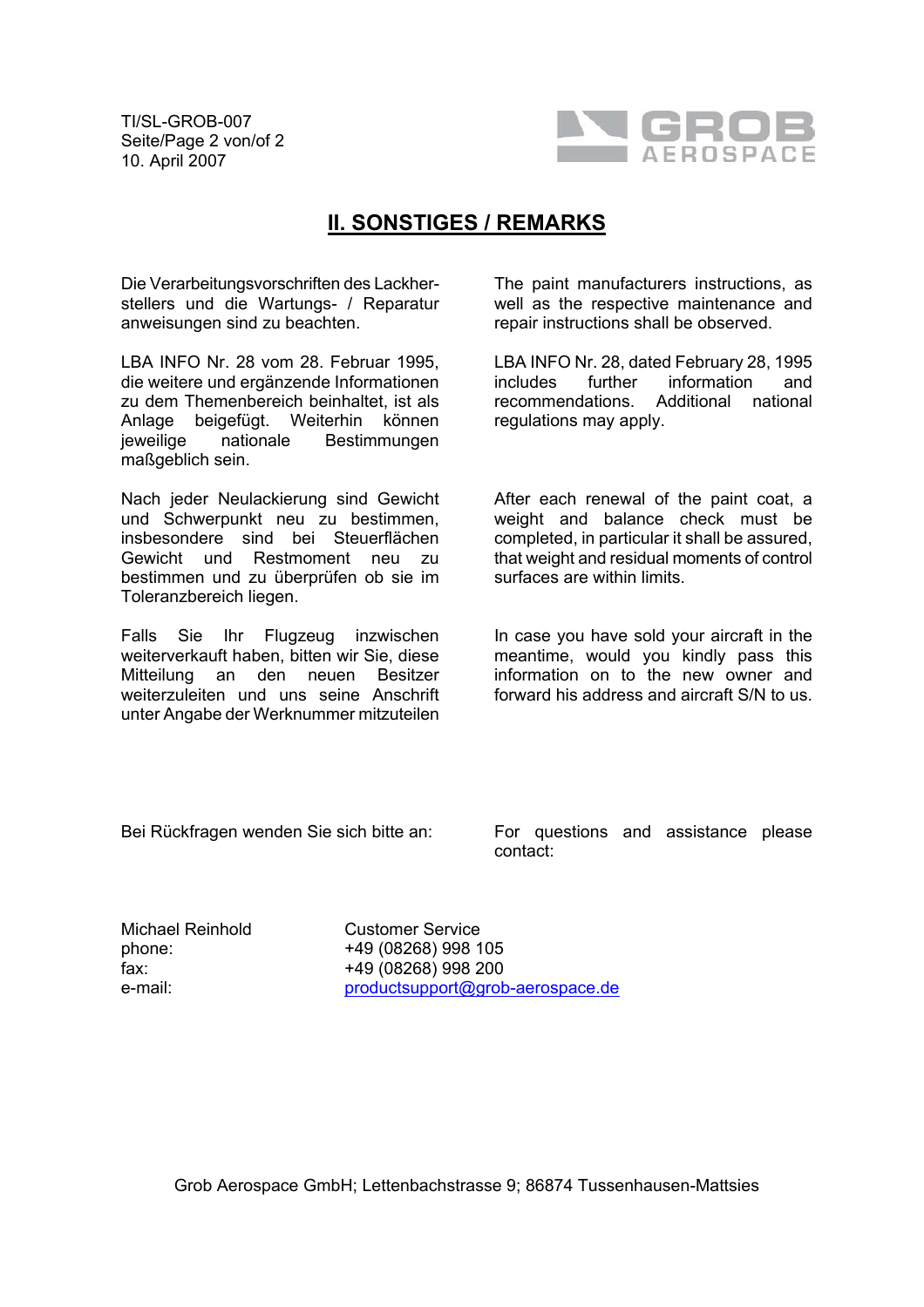## II. SONSTIGES / REMARKS

Die Verarbeitungsvorschriften des Lackherstellers und die Wartungs- / Reparatur anweisungen sind zu beachten.

The paint manufacturers instructions, as well as the respective maintenance and repair instructions shall be observed.

LBA INFO Nr. 28 vom 28. Februar 1995, die weitere und ergänzende Informationen zu dem Themenbereich beinhaltet, ist als Anlage beigefügt. Weiterhin können jeweilige nationale Bestimmungen maßgeblich sein.

LBA INFO Nr. 28, dated February 28, 1995 includes further information and recommendations. Additional national regulations may apply.

Nach jeder Neulackierung sind Gewicht und Schwerpunkt neu zu bestimmen, insbesondere sind bei Steuerflächen Gewicht und Restmoment neu zu bestimmen und zu überprüfen ob sie im Toleranzbereich liegen.

After each renewal of the paint coat, a weight and balance check must be completed, in particular it shall be assured, that weight and residual moments of control surfaces are within limits.

Falls Sie Ihr Flugzeug inzwischen weiterverkauft haben, bitten wir Sie, diese Mitteilung an den neuen Besitzer weiterzuleiten und uns seine Anschrift unter Angabe der Werknummer mitzuteilen

In case you have sold your aircraft in the meantime, would you kindly pass this information on to the new owner and forward his address and aircraft S/N to us.

Bei Rückfragen wenden Sie sich bitte an:

For questions and assistance please contact:

| | |
|---|---|
| Michael Reinhold | Customer Service |
| phone: | +49 (08268) 998 105 |
| fax: | +49 (08268) 998 200 |
| e-mail: | productsupport@grob-aerospace.de |

Grob Aerospace GmbH; Lettenbachstrasse 9; 86874 Tussenhausen-Mattsies